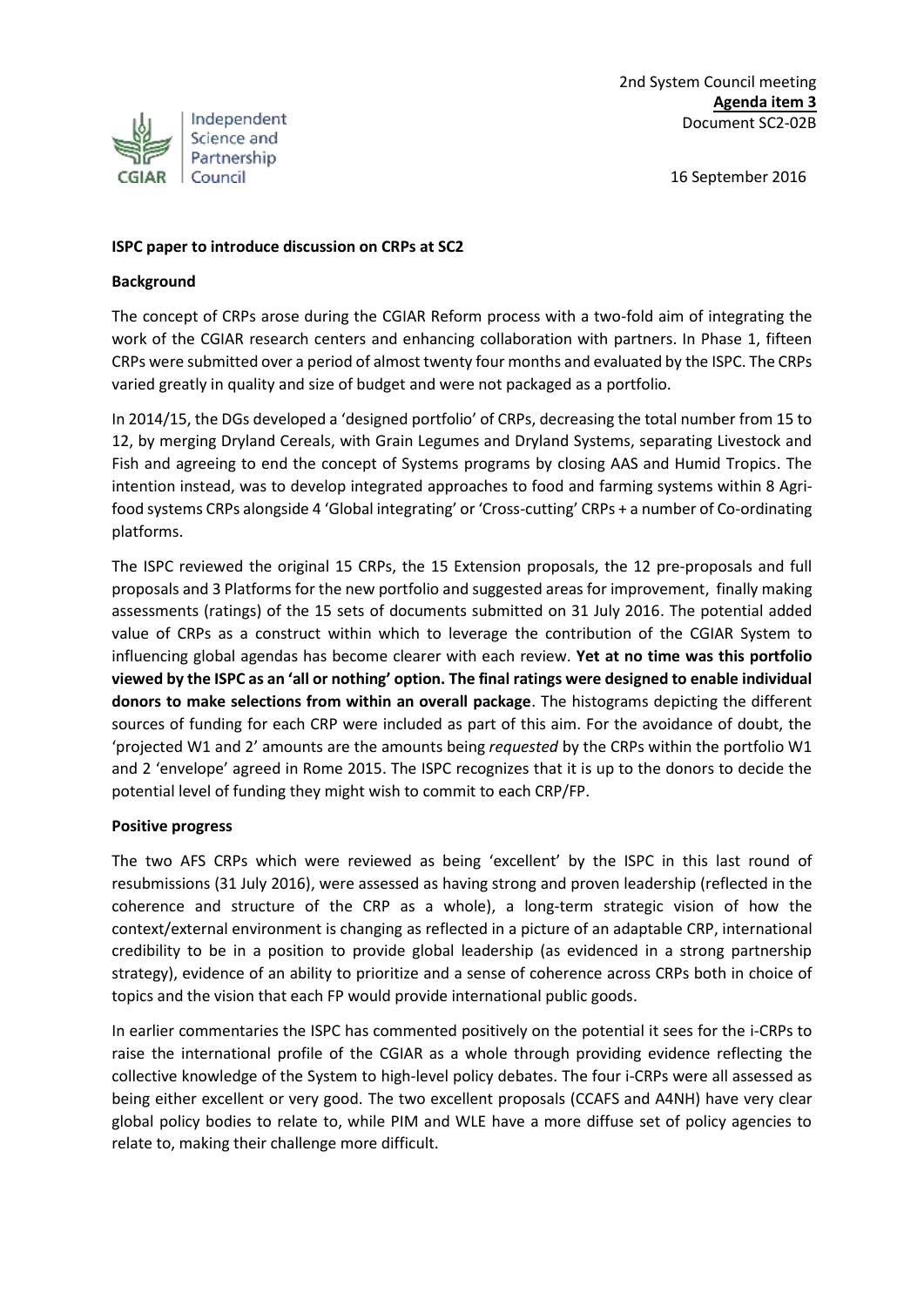2nd System Council meeting
**Agenda item 3**
Document SC2-02B

16 September 2016

**ISPC paper to introduce discussion on CRPs at SC2**

**Background**

The concept of CRPs arose during the CGIAR Reform process with a two-fold aim of integrating the work of the CGIAR research centers and enhancing collaboration with partners. In Phase 1, fifteen CRPs were submitted over a period of almost twenty four months and evaluated by the ISPC. The CRPs varied greatly in quality and size of budget and were not packaged as a portfolio.

In 2014/15, the DGs developed a 'designed portfolio' of CRPs, decreasing the total number from 15 to 12, by merging Dryland Cereals, with Grain Legumes and Dryland Systems, separating Livestock and Fish and agreeing to end the concept of Systems programs by closing AAS and Humid Tropics. The intention instead, was to develop integrated approaches to food and farming systems within 8 Agri-food systems CRPs alongside 4 'Global integrating' or 'Cross-cutting' CRPs + a number of Co-ordinating platforms.

The ISPC reviewed the original 15 CRPs, the 15 Extension proposals, the 12 pre-proposals and full proposals and 3 Platforms for the new portfolio and suggested areas for improvement, finally making assessments (ratings) of the 15 sets of documents submitted on 31 July 2016. The potential added value of CRPs as a construct within which to leverage the contribution of the CGIAR System to influencing global agendas has become clearer with each review. **Yet at no time was this portfolio viewed by the ISPC as an 'all or nothing' option. The final ratings were designed to enable individual donors to make selections from within an overall package**. The histograms depicting the different sources of funding for each CRP were included as part of this aim. For the avoidance of doubt, the 'projected W1 and 2' amounts are the amounts being *requested* by the CRPs within the portfolio W1 and 2 'envelope' agreed in Rome 2015. The ISPC recognizes that it is up to the donors to decide the potential level of funding they might wish to commit to each CRP/FP.

**Positive progress**

The two AFS CRPs which were reviewed as being 'excellent' by the ISPC in this last round of resubmissions (31 July 2016), were assessed as having strong and proven leadership (reflected in the coherence and structure of the CRP as a whole), a long-term strategic vision of how the context/external environment is changing as reflected in a picture of an adaptable CRP, international credibility to be in a position to provide global leadership (as evidenced in a strong partnership strategy), evidence of an ability to prioritize and a sense of coherence across CRPs both in choice of topics and the vision that each FP would provide international public goods.

In earlier commentaries the ISPC has commented positively on the potential it sees for the i-CRPs to raise the international profile of the CGIAR as a whole through providing evidence reflecting the collective knowledge of the System to high-level policy debates. The four i-CRPs were all assessed as being either excellent or very good. The two excellent proposals (CCAFS and A4NH) have very clear global policy bodies to relate to, while PIM and WLE have a more diffuse set of policy agencies to relate to, making their challenge more difficult.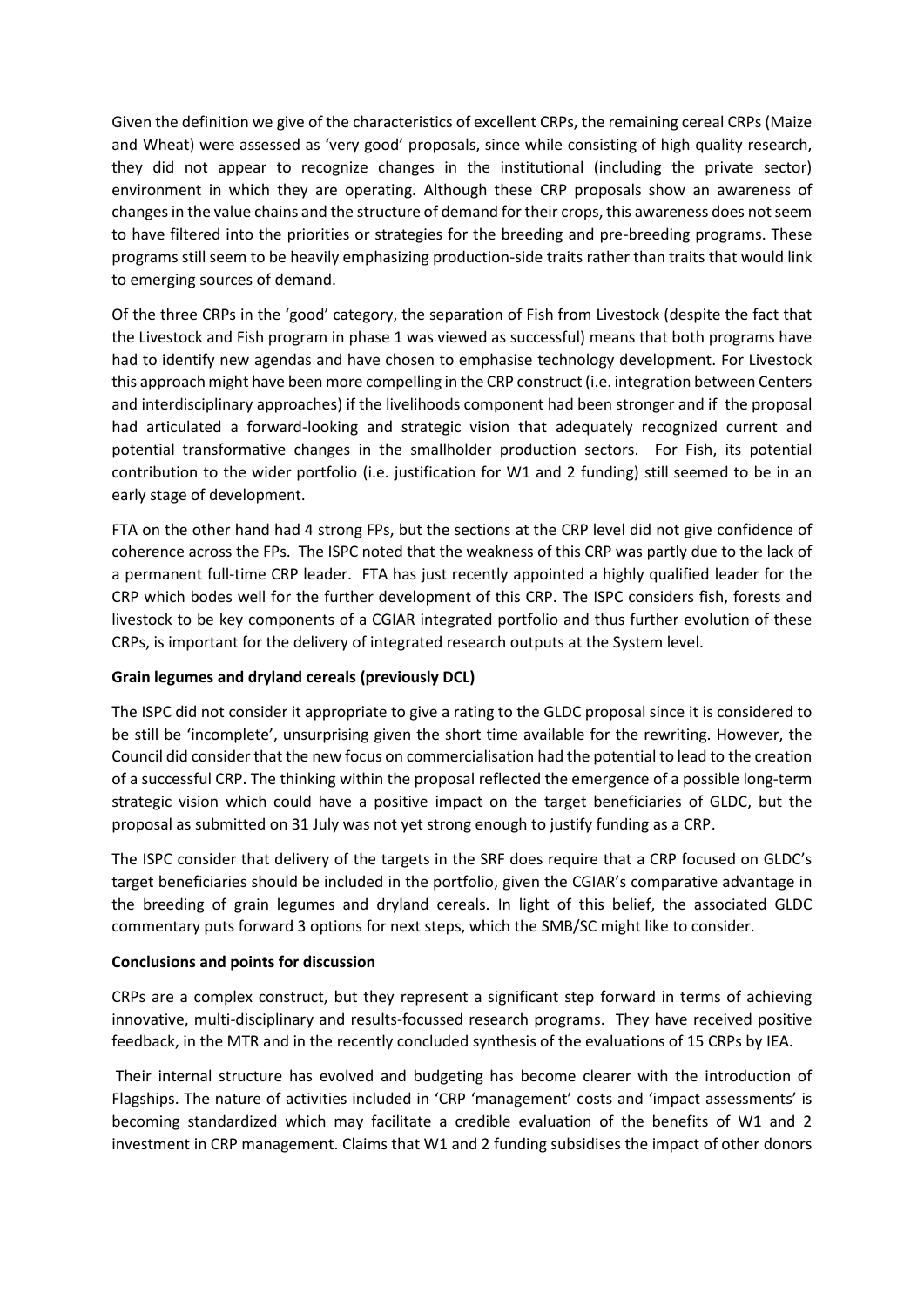Given the definition we give of the characteristics of excellent CRPs, the remaining cereal CRPs (Maize and Wheat) were assessed as 'very good' proposals, since while consisting of high quality research, they did not appear to recognize changes in the institutional (including the private sector) environment in which they are operating. Although these CRP proposals show an awareness of changes in the value chains and the structure of demand for their crops, this awareness does not seem to have filtered into the priorities or strategies for the breeding and pre-breeding programs. These programs still seem to be heavily emphasizing production-side traits rather than traits that would link to emerging sources of demand.

Of the three CRPs in the 'good' category, the separation of Fish from Livestock (despite the fact that the Livestock and Fish program in phase 1 was viewed as successful) means that both programs have had to identify new agendas and have chosen to emphasise technology development. For Livestock this approach might have been more compelling in the CRP construct (i.e. integration between Centers and interdisciplinary approaches) if the livelihoods component had been stronger and if the proposal had articulated a forward-looking and strategic vision that adequately recognized current and potential transformative changes in the smallholder production sectors. For Fish, its potential contribution to the wider portfolio (i.e. justification for W1 and 2 funding) still seemed to be in an early stage of development.

FTA on the other hand had 4 strong FPs, but the sections at the CRP level did not give confidence of coherence across the FPs. The ISPC noted that the weakness of this CRP was partly due to the lack of a permanent full-time CRP leader. FTA has just recently appointed a highly qualified leader for the CRP which bodes well for the further development of this CRP. The ISPC considers fish, forests and livestock to be key components of a CGIAR integrated portfolio and thus further evolution of these CRPs, is important for the delivery of integrated research outputs at the System level.

**Grain legumes and dryland cereals (previously DCL)**

The ISPC did not consider it appropriate to give a rating to the GLDC proposal since it is considered to be still be 'incomplete', unsurprising given the short time available for the rewriting. However, the Council did consider that the new focus on commercialisation had the potential to lead to the creation of a successful CRP. The thinking within the proposal reflected the emergence of a possible long-term strategic vision which could have a positive impact on the target beneficiaries of GLDC, but the proposal as submitted on 31 July was not yet strong enough to justify funding as a CRP.

The ISPC consider that delivery of the targets in the SRF does require that a CRP focused on GLDC's target beneficiaries should be included in the portfolio, given the CGIAR's comparative advantage in the breeding of grain legumes and dryland cereals. In light of this belief, the associated GLDC commentary puts forward 3 options for next steps, which the SMB/SC might like to consider.

**Conclusions and points for discussion**

CRPs are a complex construct, but they represent a significant step forward in terms of achieving innovative, multi-disciplinary and results-focussed research programs. They have received positive feedback, in the MTR and in the recently concluded synthesis of the evaluations of 15 CRPs by IEA.

Their internal structure has evolved and budgeting has become clearer with the introduction of Flagships. The nature of activities included in 'CRP 'management' costs and 'impact assessments' is becoming standardized which may facilitate a credible evaluation of the benefits of W1 and 2 investment in CRP management. Claims that W1 and 2 funding subsidises the impact of other donors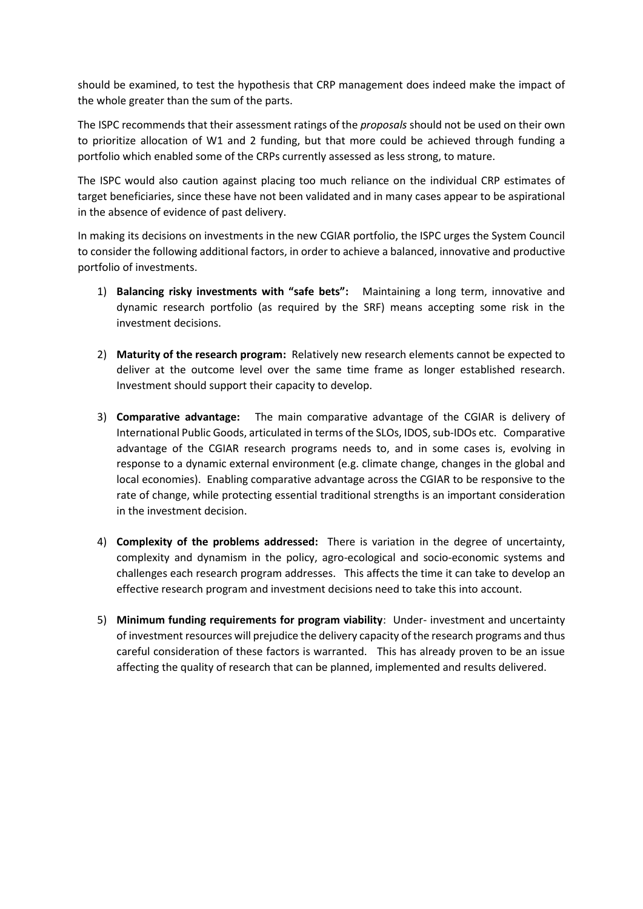should be examined, to test the hypothesis that CRP management does indeed make the impact of the whole greater than the sum of the parts.

The ISPC recommends that their assessment ratings of the *proposals* should not be used on their own to prioritize allocation of W1 and 2 funding, but that more could be achieved through funding a portfolio which enabled some of the CRPs currently assessed as less strong, to mature.

The ISPC would also caution against placing too much reliance on the individual CRP estimates of target beneficiaries, since these have not been validated and in many cases appear to be aspirational in the absence of evidence of past delivery.

In making its decisions on investments in the new CGIAR portfolio, the ISPC urges the System Council to consider the following additional factors, in order to achieve a balanced, innovative and productive portfolio of investments.

1) **Balancing risky investments with "safe bets":** Maintaining a long term, innovative and dynamic research portfolio (as required by the SRF) means accepting some risk in the investment decisions.

2) **Maturity of the research program:** Relatively new research elements cannot be expected to deliver at the outcome level over the same time frame as longer established research. Investment should support their capacity to develop.

3) **Comparative advantage:** The main comparative advantage of the CGIAR is delivery of International Public Goods, articulated in terms of the SLOs, IDOS, sub-IDOs etc. Comparative advantage of the CGIAR research programs needs to, and in some cases is, evolving in response to a dynamic external environment (e.g. climate change, changes in the global and local economies). Enabling comparative advantage across the CGIAR to be responsive to the rate of change, while protecting essential traditional strengths is an important consideration in the investment decision.

4) **Complexity of the problems addressed:** There is variation in the degree of uncertainty, complexity and dynamism in the policy, agro-ecological and socio-economic systems and challenges each research program addresses. This affects the time it can take to develop an effective research program and investment decisions need to take this into account.

5) **Minimum funding requirements for program viability**: Under- investment and uncertainty of investment resources will prejudice the delivery capacity of the research programs and thus careful consideration of these factors is warranted. This has already proven to be an issue affecting the quality of research that can be planned, implemented and results delivered.